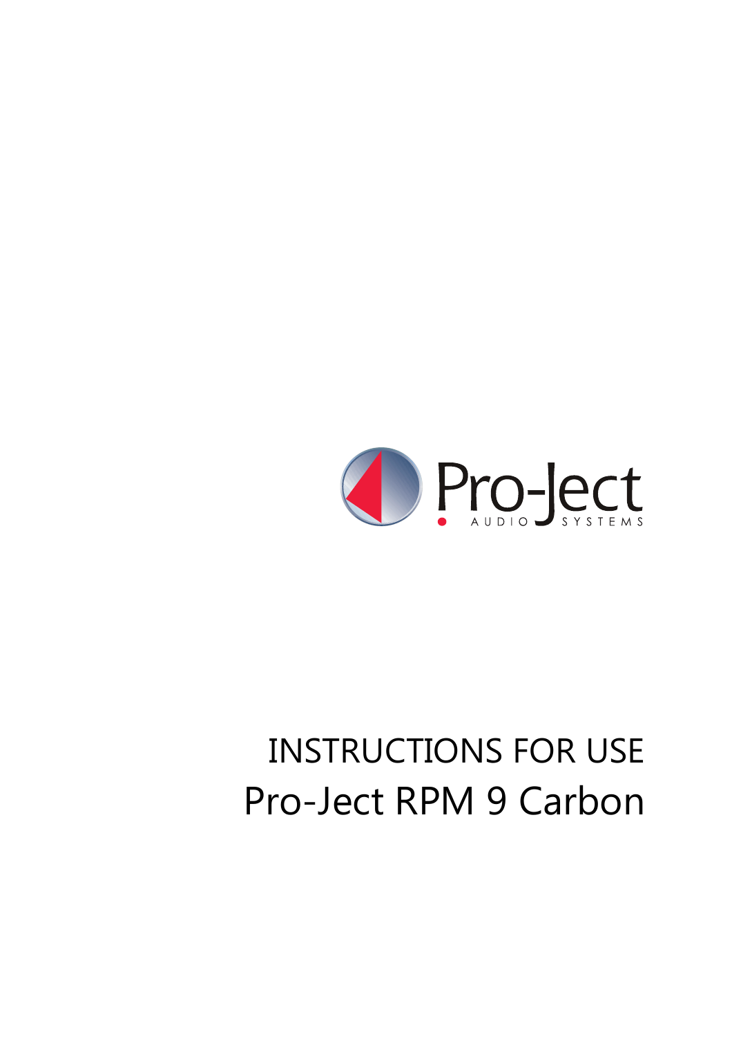Pro-Ject AUDIO SYSTEMS

# INSTRUCTIONS FOR USE

# Pro-Ject RPM 9 Carbon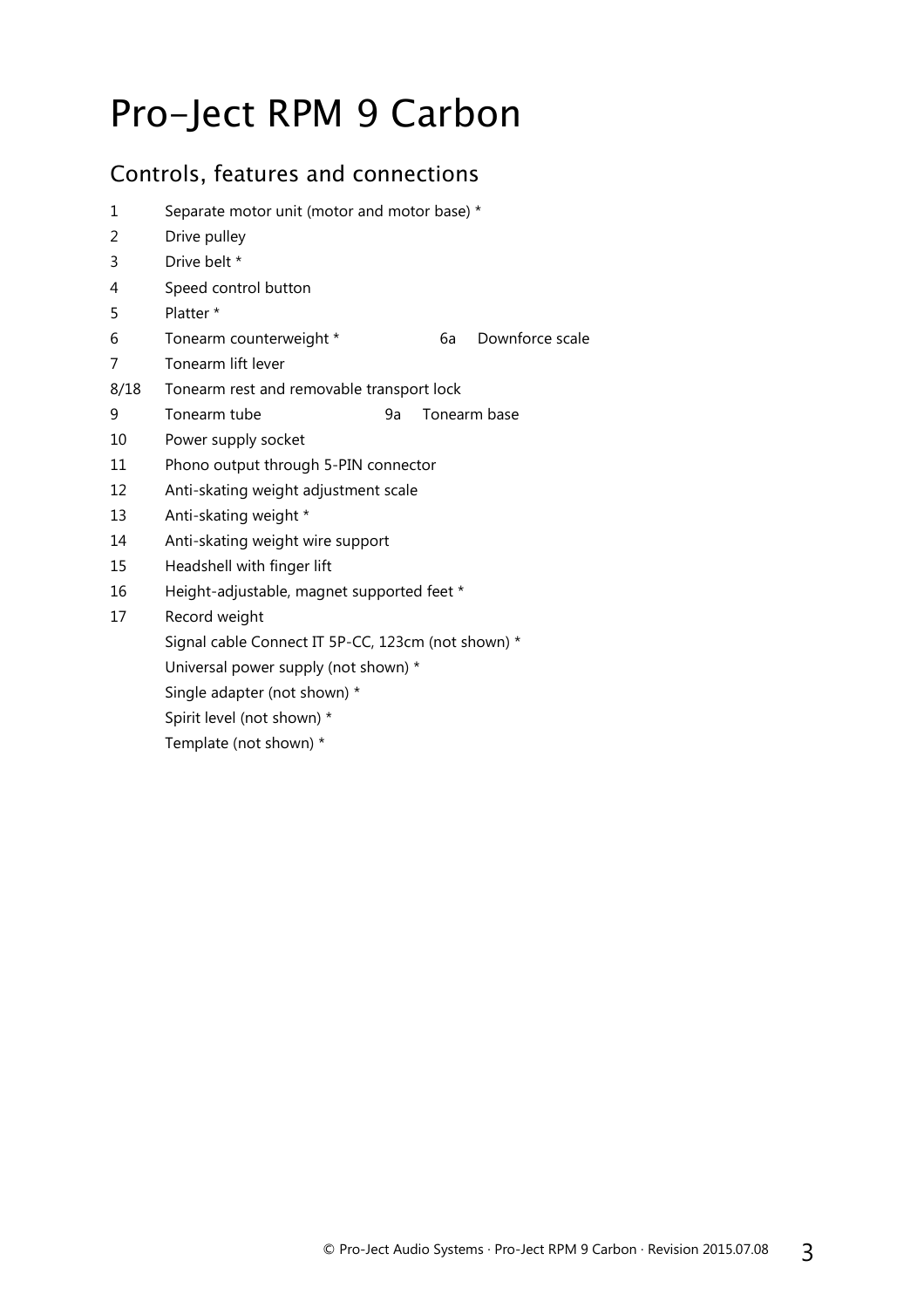# Pro-Ject RPM 9 Carbon

## Controls, features and connections

| | | | |
|---|---|---|---|
| 1 | Separate motor unit (motor and motor base) * | | |
| 2 | Drive pulley | | |
| 3 | Drive belt * | | |
| 4 | Speed control button | | |
| 5 | Platter * | | |
| 6 | Tonearm counterweight * | 6a | Downforce scale |
| 7 | Tonearm lift lever | | |
| 8/18 | Tonearm rest and removable transport lock | | |
| 9 | Tonearm tube | 9a | Tonearm base |
| 10 | Power supply socket | | |
| 11 | Phono output through 5-PIN connector | | |
| 12 | Anti-skating weight adjustment scale | | |
| 13 | Anti-skating weight * | | |
| 14 | Anti-skating weight wire support | | |
| 15 | Headshell with finger lift | | |
| 16 | Height-adjustable, magnet supported feet * | | |
| 17 | Record weight | | |
| | Signal cable Connect IT 5P-CC, 123cm (not shown) * | | |
| | Universal power supply (not shown) * | | |
| | Single adapter (not shown) * | | |
| | Spirit level (not shown) * | | |
| | Template (not shown) * | | |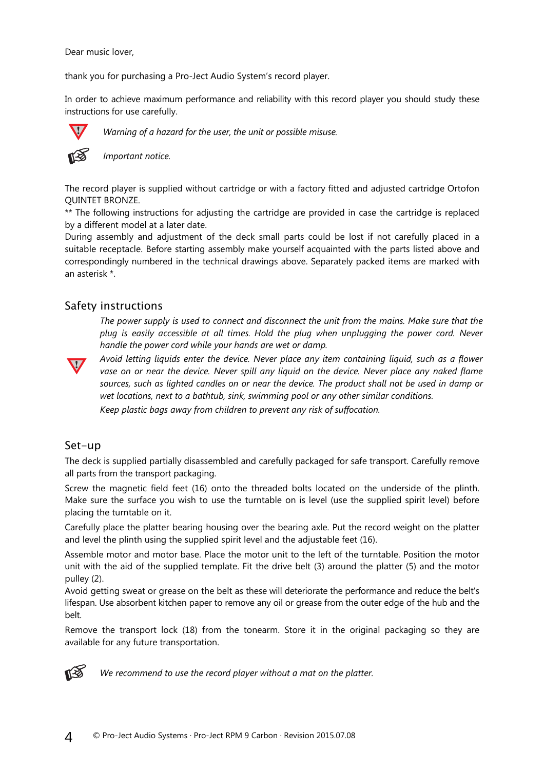Dear music lover,

thank you for purchasing a Pro-Ject Audio System's record player.

In order to achieve maximum performance and reliability with this record player you should study these instructions for use carefully.

*Warning of a hazard for the user, the unit or possible misuse.*

*Important notice.*

The record player is supplied without cartridge or with a factory fitted and adjusted cartridge Ortofon QUINTET BRONZE.

** The following instructions for adjusting the cartridge are provided in case the cartridge is replaced by a different model at a later date.

During assembly and adjustment of the deck small parts could be lost if not carefully placed in a suitable receptacle. Before starting assembly make yourself acquainted with the parts listed above and correspondingly numbered in the technical drawings above. Separately packed items are marked with an asterisk *.

## Safety instructions

*The power supply is used to connect and disconnect the unit from the mains. Make sure that the plug is easily accessible at all times. Hold the plug when unplugging the power cord. Never handle the power cord while your hands are wet or damp.*

*Avoid letting liquids enter the device. Never place any item containing liquid, such as a flower vase on or near the device. Never spill any liquid on the device. Never place any naked flame sources, such as lighted candles on or near the device. The product shall not be used in damp or wet locations, next to a bathtub, sink, swimming pool or any other similar conditions.*

*Keep plastic bags away from children to prevent any risk of suffocation.*

## Set-up

The deck is supplied partially disassembled and carefully packaged for safe transport. Carefully remove all parts from the transport packaging.

Screw the magnetic field feet (16) onto the threaded bolts located on the underside of the plinth. Make sure the surface you wish to use the turntable on is level (use the supplied spirit level) before placing the turntable on it.

Carefully place the platter bearing housing over the bearing axle. Put the record weight on the platter and level the plinth using the supplied spirit level and the adjustable feet (16).

Assemble motor and motor base. Place the motor unit to the left of the turntable. Position the motor unit with the aid of the supplied template. Fit the drive belt (3) around the platter (5) and the motor pulley (2).

Avoid getting sweat or grease on the belt as these will deteriorate the performance and reduce the belt's lifespan. Use absorbent kitchen paper to remove any oil or grease from the outer edge of the hub and the belt.

Remove the transport lock (18) from the tonearm. Store it in the original packaging so they are available for any future transportation.

*We recommend to use the record player without a mat on the platter.*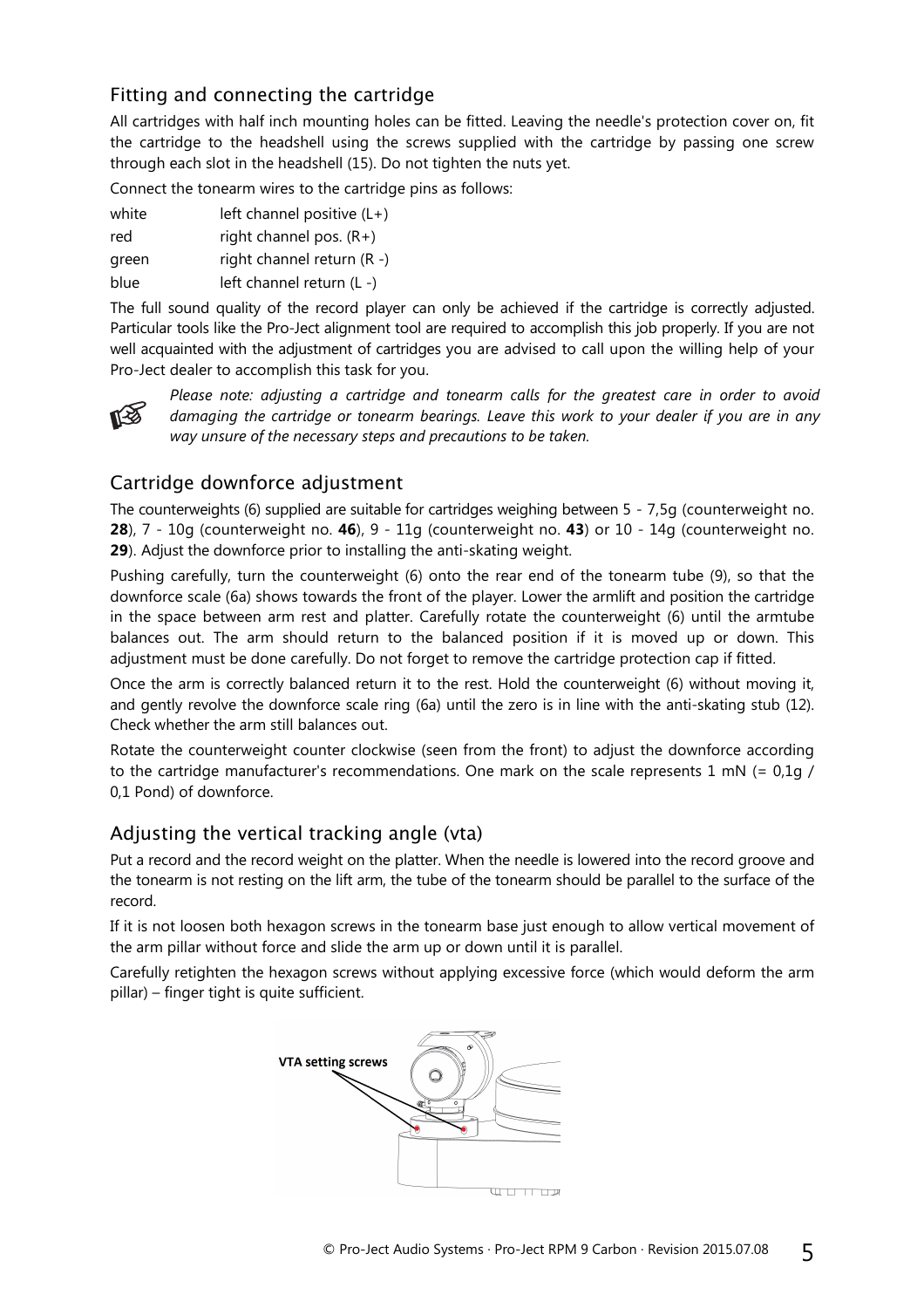## Fitting and connecting the cartridge

All cartridges with half inch mounting holes can be fitted. Leaving the needle's protection cover on, fit the cartridge to the headshell using the screws supplied with the cartridge by passing one screw through each slot in the headshell (15). Do not tighten the nuts yet.

Connect the tonearm wires to the cartridge pins as follows:

| | |
|---|---|
| white | left channel positive (L+) |
| red | right channel pos. (R+) |
| green | right channel return (R -) |
| blue | left channel return (L -) |

The full sound quality of the record player can only be achieved if the cartridge is correctly adjusted. Particular tools like the Pro-Ject alignment tool are required to accomplish this job properly. If you are not well acquainted with the adjustment of cartridges you are advised to call upon the willing help of your Pro-Ject dealer to accomplish this task for you.

*Please note: adjusting a cartridge and tonearm calls for the greatest care in order to avoid damaging the cartridge or tonearm bearings. Leave this work to your dealer if you are in any way unsure of the necessary steps and precautions to be taken.*

## Cartridge downforce adjustment

The counterweights (6) supplied are suitable for cartridges weighing between 5 - 7,5g (counterweight no. **28**), 7 - 10g (counterweight no. **46**), 9 - 11g (counterweight no. **43**) or 10 - 14g (counterweight no. **29**). Adjust the downforce prior to installing the anti-skating weight.

Pushing carefully, turn the counterweight (6) onto the rear end of the tonearm tube (9), so that the downforce scale (6a) shows towards the front of the player. Lower the armlift and position the cartridge in the space between arm rest and platter. Carefully rotate the counterweight (6) until the armtube balances out. The arm should return to the balanced position if it is moved up or down. This adjustment must be done carefully. Do not forget to remove the cartridge protection cap if fitted.

Once the arm is correctly balanced return it to the rest. Hold the counterweight (6) without moving it, and gently revolve the downforce scale ring (6a) until the zero is in line with the anti-skating stub (12). Check whether the arm still balances out.

Rotate the counterweight counter clockwise (seen from the front) to adjust the downforce according to the cartridge manufacturer's recommendations. One mark on the scale represents 1 mN (= 0,1g / 0,1 Pond) of downforce.

## Adjusting the vertical tracking angle (vta)

Put a record and the record weight on the platter. When the needle is lowered into the record groove and the tonearm is not resting on the lift arm, the tube of the tonearm should be parallel to the surface of the record.

If it is not loosen both hexagon screws in the tonearm base just enough to allow vertical movement of the arm pillar without force and slide the arm up or down until it is parallel.

Carefully retighten the hexagon screws without applying excessive force (which would deform the arm pillar) – finger tight is quite sufficient.

VTA setting screws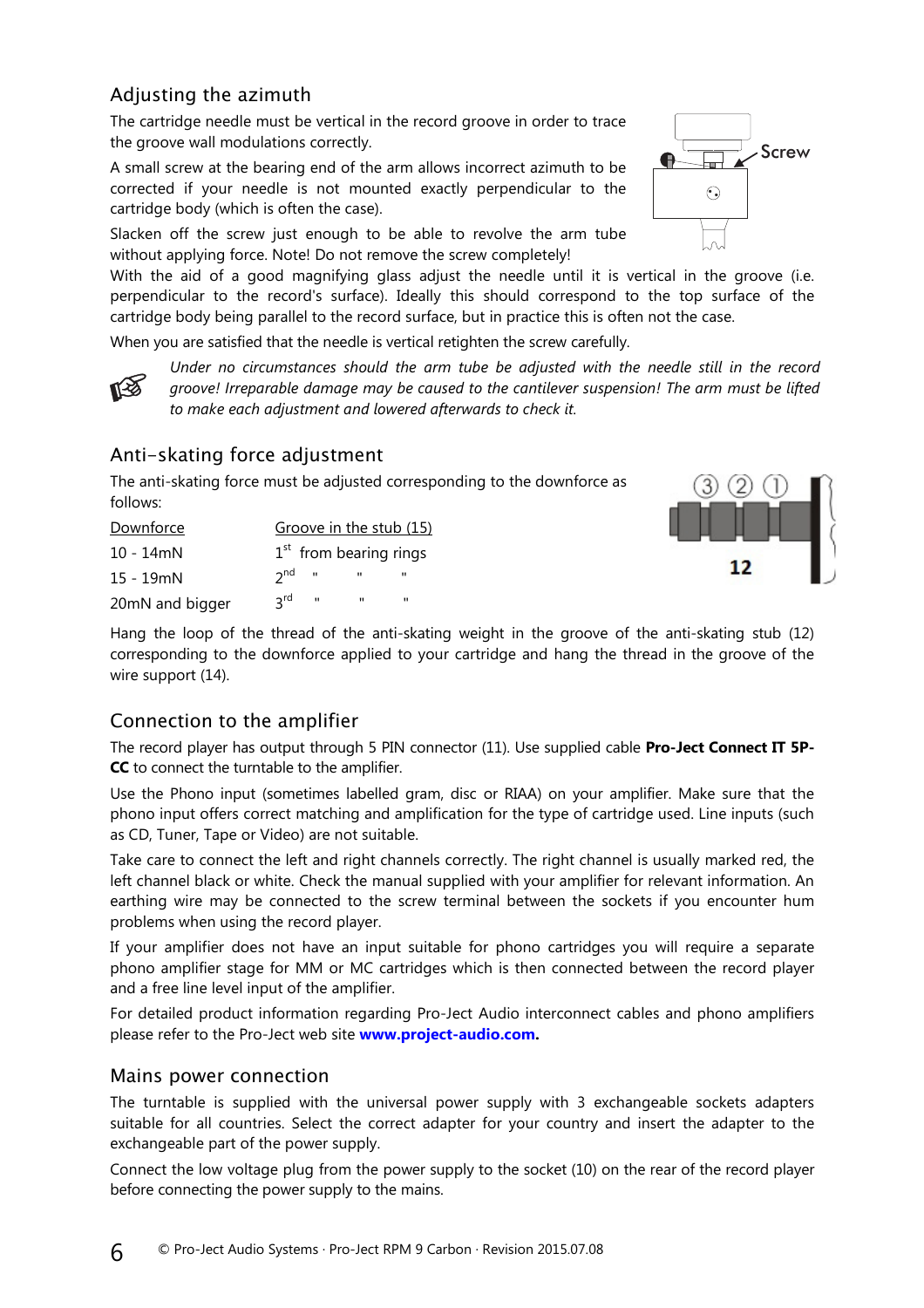## Adjusting the azimuth

The cartridge needle must be vertical in the record groove in order to trace the groove wall modulations correctly.

A small screw at the bearing end of the arm allows incorrect azimuth to be corrected if your needle is not mounted exactly perpendicular to the cartridge body (which is often the case).

Slacken off the screw just enough to be able to revolve the arm tube without applying force. Note! Do not remove the screw completely!

With the aid of a good magnifying glass adjust the needle until it is vertical in the groove (i.e. perpendicular to the record's surface). Ideally this should correspond to the top surface of the cartridge body being parallel to the record surface, but in practice this is often not the case.

When you are satisfied that the needle is vertical retighten the screw carefully.

*Under no circumstances should the arm tube be adjusted with the needle still in the record groove! Irreparable damage may be caused to the cantilever suspension! The arm must be lifted to make each adjustment and lowered afterwards to check it.*

## Anti-skating force adjustment

The anti-skating force must be adjusted corresponding to the downforce as follows:

| Downforce | Groove in the stub (15) |
|---|---|
| 10 - 14mN | 1st from bearing rings |
| 15 - 19mN | 2nd " " " |
| 20mN and bigger | 3rd " " " |

Hang the loop of the thread of the anti-skating weight in the groove of the anti-skating stub (12) corresponding to the downforce applied to your cartridge and hang the thread in the groove of the wire support (14).

## Connection to the amplifier

The record player has output through 5 PIN connector (11). Use supplied cable **Pro-Ject Connect IT 5P-CC** to connect the turntable to the amplifier.

Use the Phono input (sometimes labelled gram, disc or RIAA) on your amplifier. Make sure that the phono input offers correct matching and amplification for the type of cartridge used. Line inputs (such as CD, Tuner, Tape or Video) are not suitable.

Take care to connect the left and right channels correctly. The right channel is usually marked red, the left channel black or white. Check the manual supplied with your amplifier for relevant information. An earthing wire may be connected to the screw terminal between the sockets if you encounter hum problems when using the record player.

If your amplifier does not have an input suitable for phono cartridges you will require a separate phono amplifier stage for MM or MC cartridges which is then connected between the record player and a free line level input of the amplifier.

For detailed product information regarding Pro-Ject Audio interconnect cables and phono amplifiers please refer to the Pro-Ject web site **www.project-audio.com.**

## Mains power connection

The turntable is supplied with the universal power supply with 3 exchangeable sockets adapters suitable for all countries. Select the correct adapter for your country and insert the adapter to the exchangeable part of the power supply.

Connect the low voltage plug from the power supply to the socket (10) on the rear of the record player before connecting the power supply to the mains.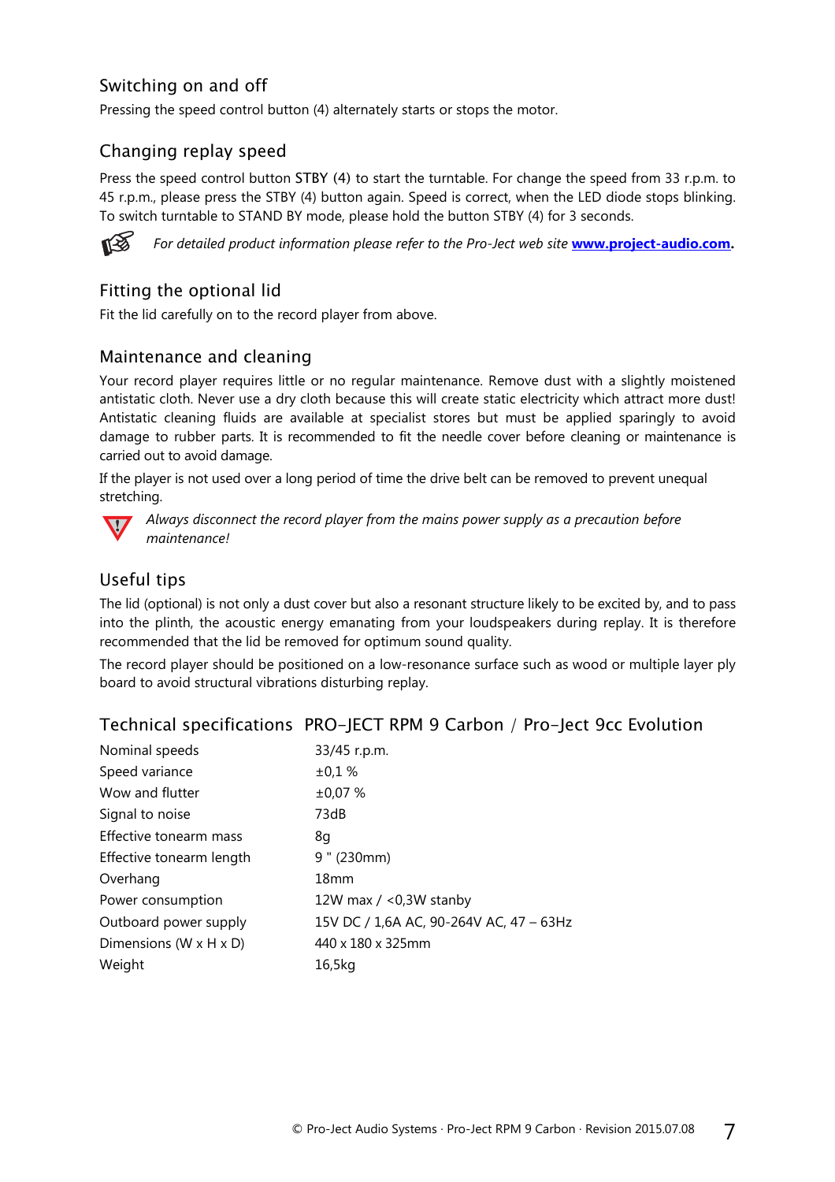## Switching on and off

Pressing the speed control button (4) alternately starts or stops the motor.

## Changing replay speed

Press the speed control button STBY (4) to start the turntable. For change the speed from 33 r.p.m. to 45 r.p.m., please press the STBY (4) button again. Speed is correct, when the LED diode stops blinking. To switch turntable to STAND BY mode, please hold the button STBY (4) for 3 seconds.

*For detailed product information please refer to the Pro-Ject web site* **www.project-audio.com**.

## Fitting the optional lid

Fit the lid carefully on to the record player from above.

## Maintenance and cleaning

Your record player requires little or no regular maintenance. Remove dust with a slightly moistened antistatic cloth. Never use a dry cloth because this will create static electricity which attract more dust! Antistatic cleaning fluids are available at specialist stores but must be applied sparingly to avoid damage to rubber parts. It is recommended to fit the needle cover before cleaning or maintenance is carried out to avoid damage.

If the player is not used over a long period of time the drive belt can be removed to prevent unequal stretching.

*Always disconnect the record player from the mains power supply as a precaution before maintenance!*

## Useful tips

The lid (optional) is not only a dust cover but also a resonant structure likely to be excited by, and to pass into the plinth, the acoustic energy emanating from your loudspeakers during replay. It is therefore recommended that the lid be removed for optimum sound quality.

The record player should be positioned on a low-resonance surface such as wood or multiple layer ply board to avoid structural vibrations disturbing replay.

## Technical specifications PRO-JECT RPM 9 Carbon / Pro-Ject 9cc Evolution

| | |
|---|---|
| Nominal speeds | 33/45 r.p.m. |
| Speed variance | ±0,1 % |
| Wow and flutter | ±0,07 % |
| Signal to noise | 73dB |
| Effective tonearm mass | 8g |
| Effective tonearm length | 9 " (230mm) |
| Overhang | 18mm |
| Power consumption | 12W max / <0,3W stanby |
| Outboard power supply | 15V DC / 1,6A AC, 90-264V AC, 47 – 63Hz |
| Dimensions (W x H x D) | 440 x 180 x 325mm |
| Weight | 16,5kg |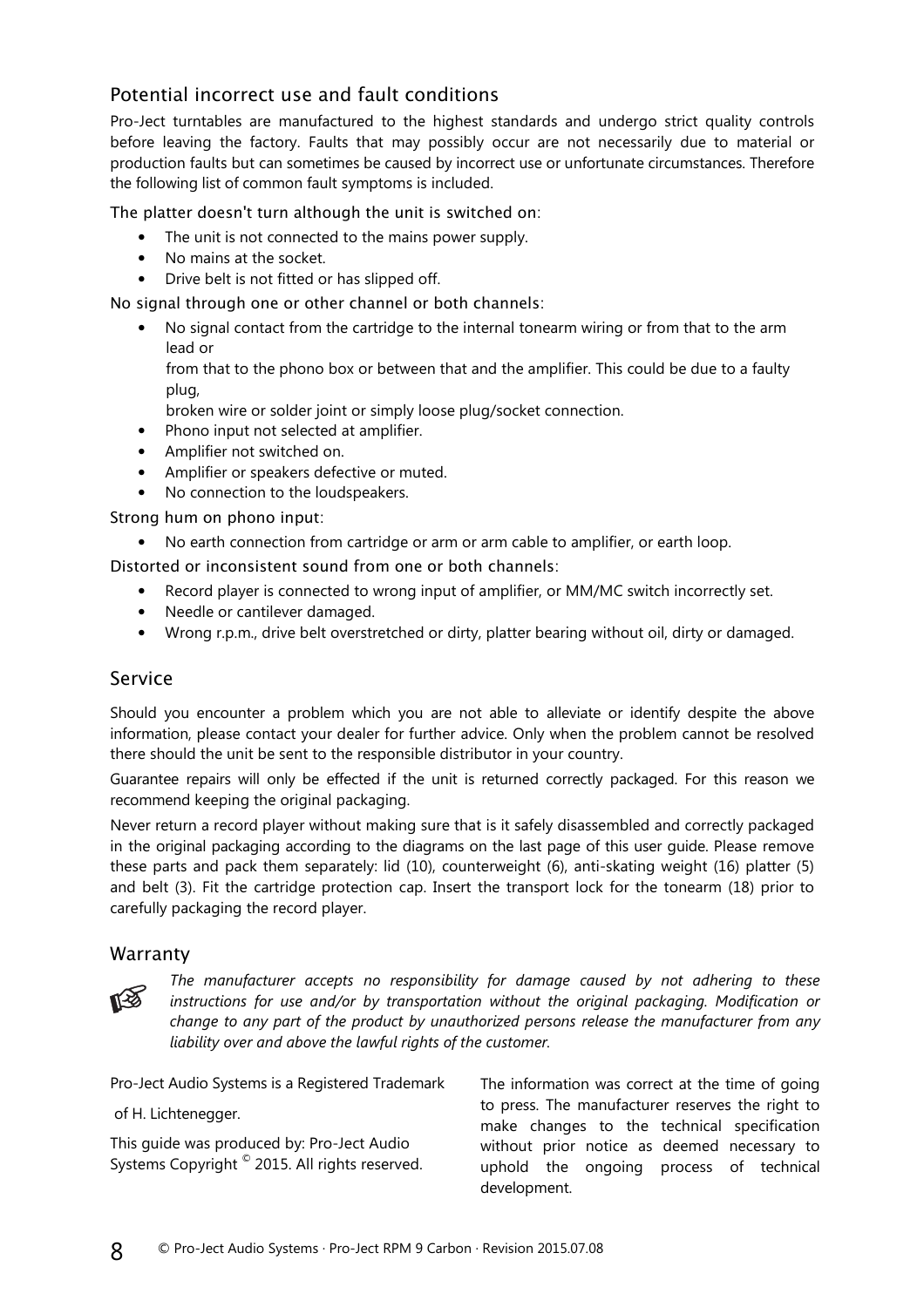## Potential incorrect use and fault conditions

Pro-Ject turntables are manufactured to the highest standards and undergo strict quality controls before leaving the factory. Faults that may possibly occur are not necessarily due to material or production faults but can sometimes be caused by incorrect use or unfortunate circumstances. Therefore the following list of common fault symptoms is included.

The platter doesn't turn although the unit is switched on:

- The unit is not connected to the mains power supply.
- No mains at the socket.
- Drive belt is not fitted or has slipped off.

No signal through one or other channel or both channels:

- No signal contact from the cartridge to the internal tonearm wiring or from that to the arm lead or
  from that to the phono box or between that and the amplifier. This could be due to a faulty plug,
  broken wire or solder joint or simply loose plug/socket connection.
- Phono input not selected at amplifier.
- Amplifier not switched on.
- Amplifier or speakers defective or muted.
- No connection to the loudspeakers.

Strong hum on phono input:

- No earth connection from cartridge or arm or arm cable to amplifier, or earth loop.

Distorted or inconsistent sound from one or both channels:

- Record player is connected to wrong input of amplifier, or MM/MC switch incorrectly set.
- Needle or cantilever damaged.
- Wrong r.p.m., drive belt overstretched or dirty, platter bearing without oil, dirty or damaged.

## Service

Should you encounter a problem which you are not able to alleviate or identify despite the above information, please contact your dealer for further advice. Only when the problem cannot be resolved there should the unit be sent to the responsible distributor in your country.

Guarantee repairs will only be effected if the unit is returned correctly packaged. For this reason we recommend keeping the original packaging.

Never return a record player without making sure that is it safely disassembled and correctly packaged in the original packaging according to the diagrams on the last page of this user guide. Please remove these parts and pack them separately: lid (10), counterweight (6), anti-skating weight (16) platter (5) and belt (3). Fit the cartridge protection cap. Insert the transport lock for the tonearm (18) prior to carefully packaging the record player.

## Warranty

*The manufacturer accepts no responsibility for damage caused by not adhering to these instructions for use and/or by transportation without the original packaging. Modification or change to any part of the product by unauthorized persons release the manufacturer from any liability over and above the lawful rights of the customer.*

Pro-Ject Audio Systems is a Registered Trademark

of H. Lichtenegger.

This guide was produced by: Pro-Ject Audio Systems Copyright © 2015. All rights reserved.

The information was correct at the time of going to press. The manufacturer reserves the right to make changes to the technical specification without prior notice as deemed necessary to uphold the ongoing process of technical development.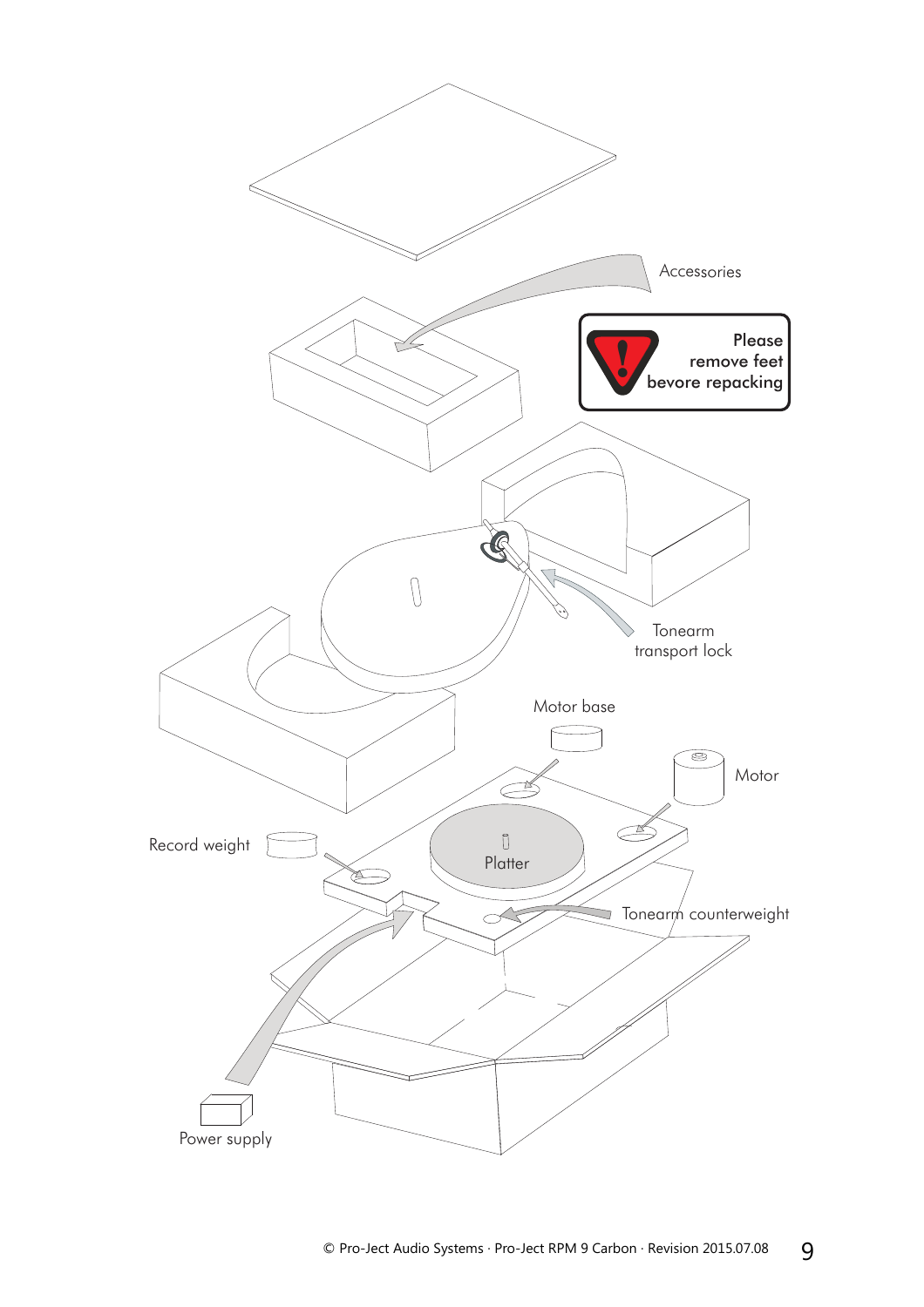Accessories

Please remove feet bevore repacking

Tonearm transport lock

Motor base

Motor

Record weight

Platter

Tonearm counterweight

Power supply